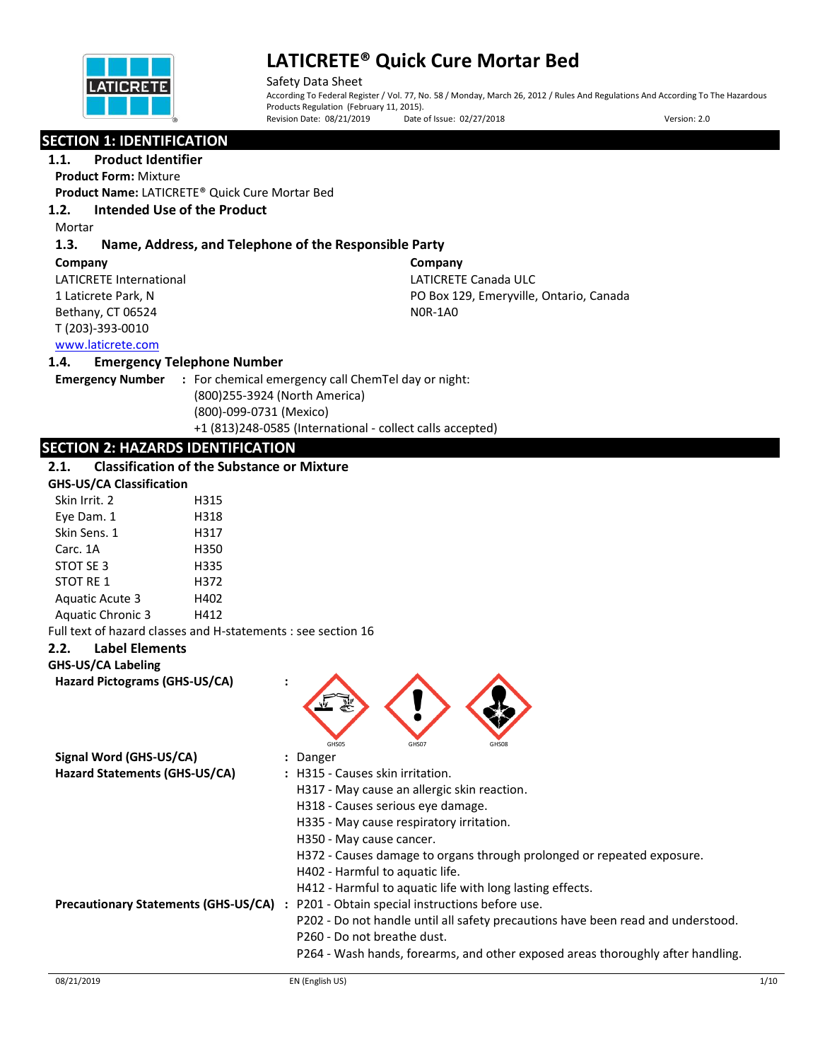# LATICRETE® Quick Cure Mortar Bed

Safety Data Sheet

According To Federal Register / Vol. 77, No. 58 / Monday, March 26, 2012 / Rules And Regulations And According To The Hazardous Products Regulation (February 11, 2015).

Revision Date: 08/21/2019 Date of Issue: 02/27/2018 Version: 2.0

## SECTION 1: IDENTIFICATION

### 1.1. Product Identifier

**Product Form:** Mixture

**Product Name:** LATICRETE® Quick Cure Mortar Bed

### 1.2. Intended Use of the Product

Mortar

### 1.3. Name, Address, and Telephone of the Responsible Party

**Company**
LATICRETE International
1 Laticrete Park, N
Bethany, CT 06524
T (203)-393-0010
www.laticrete.com

**Company**
LATICRETE Canada ULC
PO Box 129, Emeryville, Ontario, Canada
N0R-1A0

### 1.4. Emergency Telephone Number

**Emergency Number** : For chemical emergency call ChemTel day or night:
(800)255-3924 (North America)
(800)-099-0731 (Mexico)
+1 (813)248-0585 (International - collect calls accepted)

## SECTION 2: HAZARDS IDENTIFICATION

### 2.1. Classification of the Substance or Mixture

**GHS-US/CA Classification**

| | |
|---|---|
| Skin Irrit. 2 | H315 |
| Eye Dam. 1 | H318 |
| Skin Sens. 1 | H317 |
| Carc. 1A | H350 |
| STOT SE 3 | H335 |
| STOT RE 1 | H372 |
| Aquatic Acute 3 | H402 |
| Aquatic Chronic 3 | H412 |

Full text of hazard classes and H-statements : see section 16

### 2.2. Label Elements

**GHS-US/CA Labeling**

**Hazard Pictograms (GHS-US/CA)** :

GHS05 GHS07 GHS08

**Signal Word (GHS-US/CA)** : Danger

**Hazard Statements (GHS-US/CA)** :
H315 - Causes skin irritation.
H317 - May cause an allergic skin reaction.
H318 - Causes serious eye damage.
H335 - May cause respiratory irritation.
H350 - May cause cancer.
H372 - Causes damage to organs through prolonged or repeated exposure.
H402 - Harmful to aquatic life.
H412 - Harmful to aquatic life with long lasting effects.

**Precautionary Statements (GHS-US/CA)** :
P201 - Obtain special instructions before use.
P202 - Do not handle until all safety precautions have been read and understood.
P260 - Do not breathe dust.
P264 - Wash hands, forearms, and other exposed areas thoroughly after handling.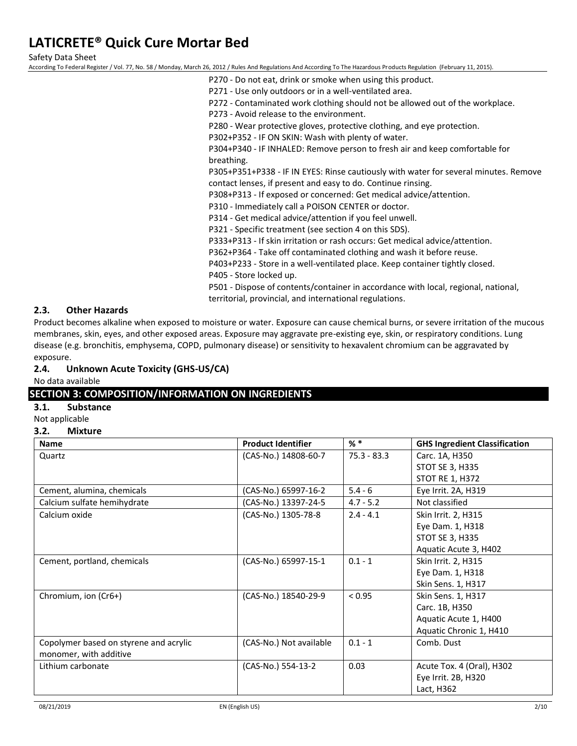P270 - Do not eat, drink or smoke when using this product.
P271 - Use only outdoors or in a well-ventilated area.
P272 - Contaminated work clothing should not be allowed out of the workplace.
P273 - Avoid release to the environment.
P280 - Wear protective gloves, protective clothing, and eye protection.
P302+P352 - IF ON SKIN: Wash with plenty of water.
P304+P340 - IF INHALED: Remove person to fresh air and keep comfortable for breathing.
P305+P351+P338 - IF IN EYES: Rinse cautiously with water for several minutes. Remove contact lenses, if present and easy to do. Continue rinsing.
P308+P313 - If exposed or concerned: Get medical advice/attention.
P310 - Immediately call a POISON CENTER or doctor.
P314 - Get medical advice/attention if you feel unwell.
P321 - Specific treatment (see section 4 on this SDS).
P333+P313 - If skin irritation or rash occurs: Get medical advice/attention.
P362+P364 - Take off contaminated clothing and wash it before reuse.
P403+P233 - Store in a well-ventilated place. Keep container tightly closed.
P405 - Store locked up.
P501 - Dispose of contents/container in accordance with local, regional, national, territorial, provincial, and international regulations.

### 2.3. Other Hazards

Product becomes alkaline when exposed to moisture or water. Exposure can cause chemical burns, or severe irritation of the mucous membranes, skin, eyes, and other exposed areas. Exposure may aggravate pre-existing eye, skin, or respiratory conditions. Lung disease (e.g. bronchitis, emphysema, COPD, pulmonary disease) or sensitivity to hexavalent chromium can be aggravated by exposure.

### 2.4. Unknown Acute Toxicity (GHS-US/CA)

No data available

## SECTION 3: COMPOSITION/INFORMATION ON INGREDIENTS

### 3.1. Substance

Not applicable

### 3.2. Mixture

| Name | Product Identifier | % * | GHS Ingredient Classification |
|---|---|---|---|
| Quartz | (CAS-No.) 14808-60-7 | 75.3 - 83.3 | Carc. 1A, H350<br>STOT SE 3, H335<br>STOT RE 1, H372 |
| Cement, alumina, chemicals | (CAS-No.) 65997-16-2 | 5.4 - 6 | Eye Irrit. 2A, H319 |
| Calcium sulfate hemihydrate | (CAS-No.) 13397-24-5 | 4.7 - 5.2 | Not classified |
| Calcium oxide | (CAS-No.) 1305-78-8 | 2.4 - 4.1 | Skin Irrit. 2, H315<br>Eye Dam. 1, H318<br>STOT SE 3, H335<br>Aquatic Acute 3, H402 |
| Cement, portland, chemicals | (CAS-No.) 65997-15-1 | 0.1 - 1 | Skin Irrit. 2, H315<br>Eye Dam. 1, H318<br>Skin Sens. 1, H317 |
| Chromium, ion (Cr6+) | (CAS-No.) 18540-29-9 | < 0.95 | Skin Sens. 1, H317<br>Carc. 1B, H350<br>Aquatic Acute 1, H400<br>Aquatic Chronic 1, H410 |
| Copolymer based on styrene and acrylic monomer, with additive | (CAS-No.) Not available | 0.1 - 1 | Comb. Dust |
| Lithium carbonate | (CAS-No.) 554-13-2 | 0.03 | Acute Tox. 4 (Oral), H302<br>Eye Irrit. 2B, H320<br>Lact, H362 |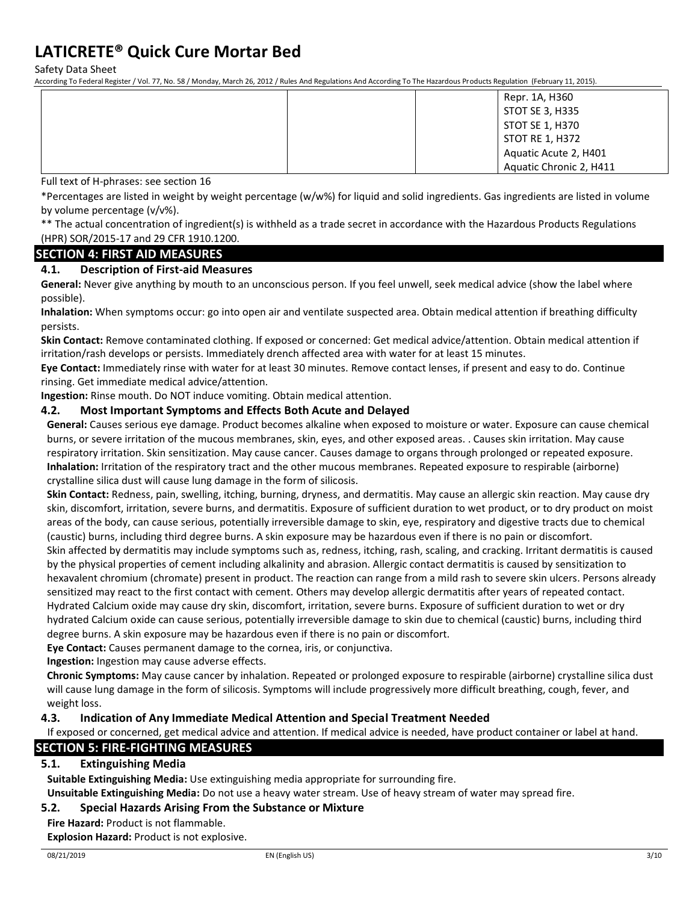| | | | Repr. 1A, H360<br>STOT SE 3, H335<br>STOT SE 1, H370<br>STOT RE 1, H372<br>Aquatic Acute 2, H401<br>Aquatic Chronic 2, H411 |
|---|---|---|---|

Full text of H-phrases: see section 16

*Percentages are listed in weight by weight percentage (w/w%) for liquid and solid ingredients. Gas ingredients are listed in volume by volume percentage (v/v%).

** The actual concentration of ingredient(s) is withheld as a trade secret in accordance with the Hazardous Products Regulations (HPR) SOR/2015-17 and 29 CFR 1910.1200.

## SECTION 4: FIRST AID MEASURES

### 4.1. Description of First-aid Measures

**General:** Never give anything by mouth to an unconscious person. If you feel unwell, seek medical advice (show the label where possible).

**Inhalation:** When symptoms occur: go into open air and ventilate suspected area. Obtain medical attention if breathing difficulty persists.

**Skin Contact:** Remove contaminated clothing. If exposed or concerned: Get medical advice/attention. Obtain medical attention if irritation/rash develops or persists. Immediately drench affected area with water for at least 15 minutes.

**Eye Contact:** Immediately rinse with water for at least 30 minutes. Remove contact lenses, if present and easy to do. Continue rinsing. Get immediate medical advice/attention.

**Ingestion:** Rinse mouth. Do NOT induce vomiting. Obtain medical attention.

### 4.2. Most Important Symptoms and Effects Both Acute and Delayed

**General:** Causes serious eye damage. Product becomes alkaline when exposed to moisture or water. Exposure can cause chemical burns, or severe irritation of the mucous membranes, skin, eyes, and other exposed areas. . Causes skin irritation. May cause respiratory irritation. Skin sensitization. May cause cancer. Causes damage to organs through prolonged or repeated exposure.

**Inhalation:** Irritation of the respiratory tract and the other mucous membranes. Repeated exposure to respirable (airborne) crystalline silica dust will cause lung damage in the form of silicosis.

**Skin Contact:** Redness, pain, swelling, itching, burning, dryness, and dermatitis. May cause an allergic skin reaction. May cause dry skin, discomfort, irritation, severe burns, and dermatitis. Exposure of sufficient duration to wet product, or to dry product on moist areas of the body, can cause serious, potentially irreversible damage to skin, eye, respiratory and digestive tracts due to chemical (caustic) burns, including third degree burns. A skin exposure may be hazardous even if there is no pain or discomfort.

Skin affected by dermatitis may include symptoms such as, redness, itching, rash, scaling, and cracking. Irritant dermatitis is caused by the physical properties of cement including alkalinity and abrasion. Allergic contact dermatitis is caused by sensitization to hexavalent chromium (chromate) present in product. The reaction can range from a mild rash to severe skin ulcers. Persons already sensitized may react to the first contact with cement. Others may develop allergic dermatitis after years of repeated contact. Hydrated Calcium oxide may cause dry skin, discomfort, irritation, severe burns. Exposure of sufficient duration to wet or dry hydrated Calcium oxide can cause serious, potentially irreversible damage to skin due to chemical (caustic) burns, including third degree burns. A skin exposure may be hazardous even if there is no pain or discomfort.

**Eye Contact:** Causes permanent damage to the cornea, iris, or conjunctiva.

**Ingestion:** Ingestion may cause adverse effects.

**Chronic Symptoms:** May cause cancer by inhalation. Repeated or prolonged exposure to respirable (airborne) crystalline silica dust will cause lung damage in the form of silicosis. Symptoms will include progressively more difficult breathing, cough, fever, and weight loss.

### 4.3. Indication of Any Immediate Medical Attention and Special Treatment Needed

If exposed or concerned, get medical advice and attention. If medical advice is needed, have product container or label at hand.

## SECTION 5: FIRE-FIGHTING MEASURES

### 5.1. Extinguishing Media

**Suitable Extinguishing Media:** Use extinguishing media appropriate for surrounding fire.

**Unsuitable Extinguishing Media:** Do not use a heavy water stream. Use of heavy stream of water may spread fire.

### 5.2. Special Hazards Arising From the Substance or Mixture

**Fire Hazard:** Product is not flammable.

**Explosion Hazard:** Product is not explosive.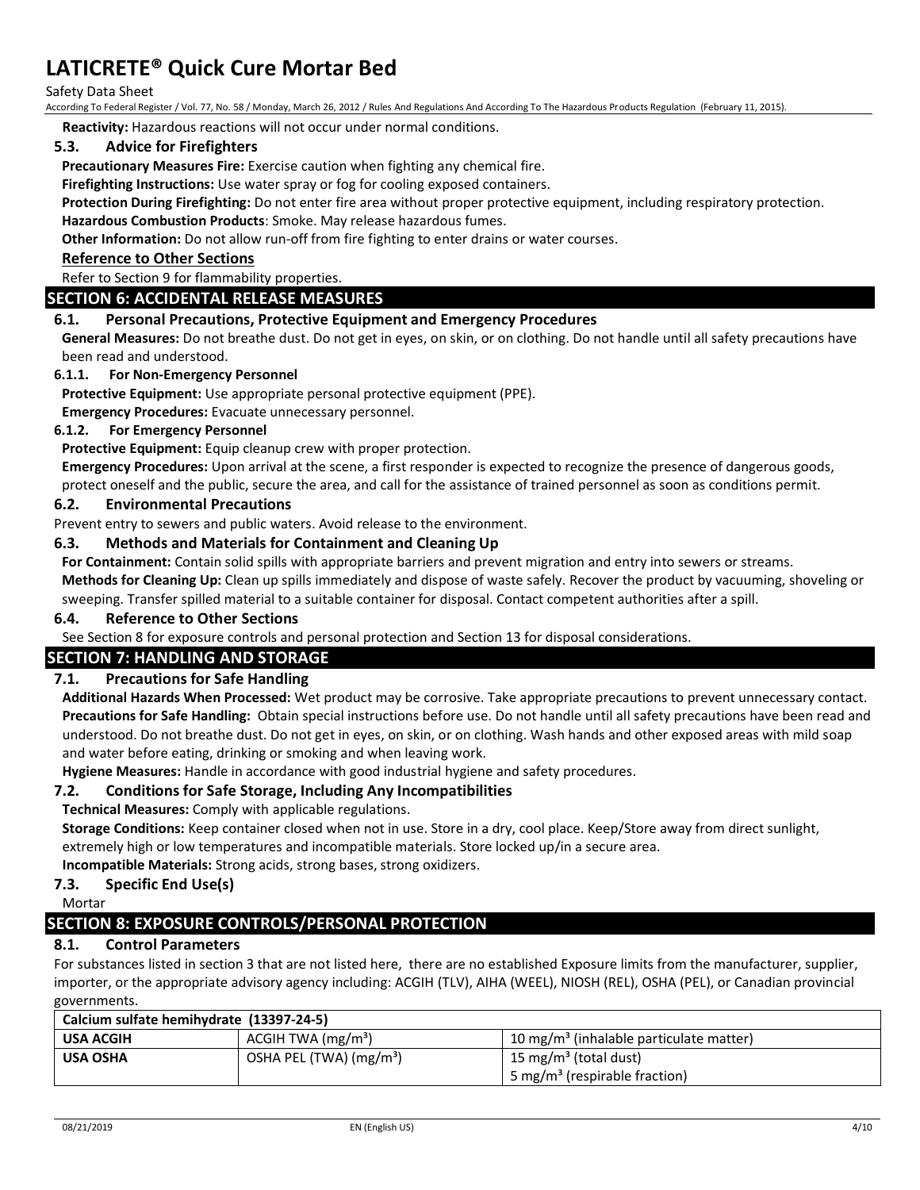**Reactivity:** Hazardous reactions will not occur under normal conditions.

### 5.3. Advice for Firefighters

**Precautionary Measures Fire:** Exercise caution when fighting any chemical fire.

**Firefighting Instructions:** Use water spray or fog for cooling exposed containers.

**Protection During Firefighting:** Do not enter fire area without proper protective equipment, including respiratory protection.

**Hazardous Combustion Products**: Smoke. May release hazardous fumes.

**Other Information:** Do not allow run-off from fire fighting to enter drains or water courses.

**Reference to Other Sections**

Refer to Section 9 for flammability properties.

## SECTION 6: ACCIDENTAL RELEASE MEASURES

### 6.1. Personal Precautions, Protective Equipment and Emergency Procedures

**General Measures:** Do not breathe dust. Do not get in eyes, on skin, or on clothing. Do not handle until all safety precautions have been read and understood.

#### 6.1.1. For Non-Emergency Personnel

**Protective Equipment:** Use appropriate personal protective equipment (PPE).

**Emergency Procedures:** Evacuate unnecessary personnel.

#### 6.1.2. For Emergency Personnel

**Protective Equipment:** Equip cleanup crew with proper protection.

**Emergency Procedures:** Upon arrival at the scene, a first responder is expected to recognize the presence of dangerous goods, protect oneself and the public, secure the area, and call for the assistance of trained personnel as soon as conditions permit.

### 6.2. Environmental Precautions

Prevent entry to sewers and public waters. Avoid release to the environment.

### 6.3. Methods and Materials for Containment and Cleaning Up

**For Containment:** Contain solid spills with appropriate barriers and prevent migration and entry into sewers or streams.

**Methods for Cleaning Up:** Clean up spills immediately and dispose of waste safely. Recover the product by vacuuming, shoveling or sweeping. Transfer spilled material to a suitable container for disposal. Contact competent authorities after a spill.

### 6.4. Reference to Other Sections

See Section 8 for exposure controls and personal protection and Section 13 for disposal considerations.

## SECTION 7: HANDLING AND STORAGE

### 7.1. Precautions for Safe Handling

**Additional Hazards When Processed:** Wet product may be corrosive. Take appropriate precautions to prevent unnecessary contact.

**Precautions for Safe Handling:** Obtain special instructions before use. Do not handle until all safety precautions have been read and understood. Do not breathe dust. Do not get in eyes, on skin, or on clothing. Wash hands and other exposed areas with mild soap and water before eating, drinking or smoking and when leaving work.

**Hygiene Measures:** Handle in accordance with good industrial hygiene and safety procedures.

### 7.2. Conditions for Safe Storage, Including Any Incompatibilities

**Technical Measures:** Comply with applicable regulations.

**Storage Conditions:** Keep container closed when not in use. Store in a dry, cool place. Keep/Store away from direct sunlight, extremely high or low temperatures and incompatible materials. Store locked up/in a secure area.

**Incompatible Materials:** Strong acids, strong bases, strong oxidizers.

### 7.3. Specific End Use(s)

Mortar

## SECTION 8: EXPOSURE CONTROLS/PERSONAL PROTECTION

### 8.1. Control Parameters

For substances listed in section 3 that are not listed here, there are no established Exposure limits from the manufacturer, supplier, importer, or the appropriate advisory agency including: ACGIH (TLV), AIHA (WEEL), NIOSH (REL), OSHA (PEL), or Canadian provincial governments.

| Calcium sulfate hemihydrate (13397-24-5) | | |
|---|---|---|
| **USA ACGIH** | ACGIH TWA ($mg/m^3$) | 10 $mg/m^3$ (inhalable particulate matter) |
| **USA OSHA** | OSHA PEL (TWA) ($mg/m^3$) | 15 $mg/m^3$ (total dust)<br>5 $mg/m^3$ (respirable fraction) |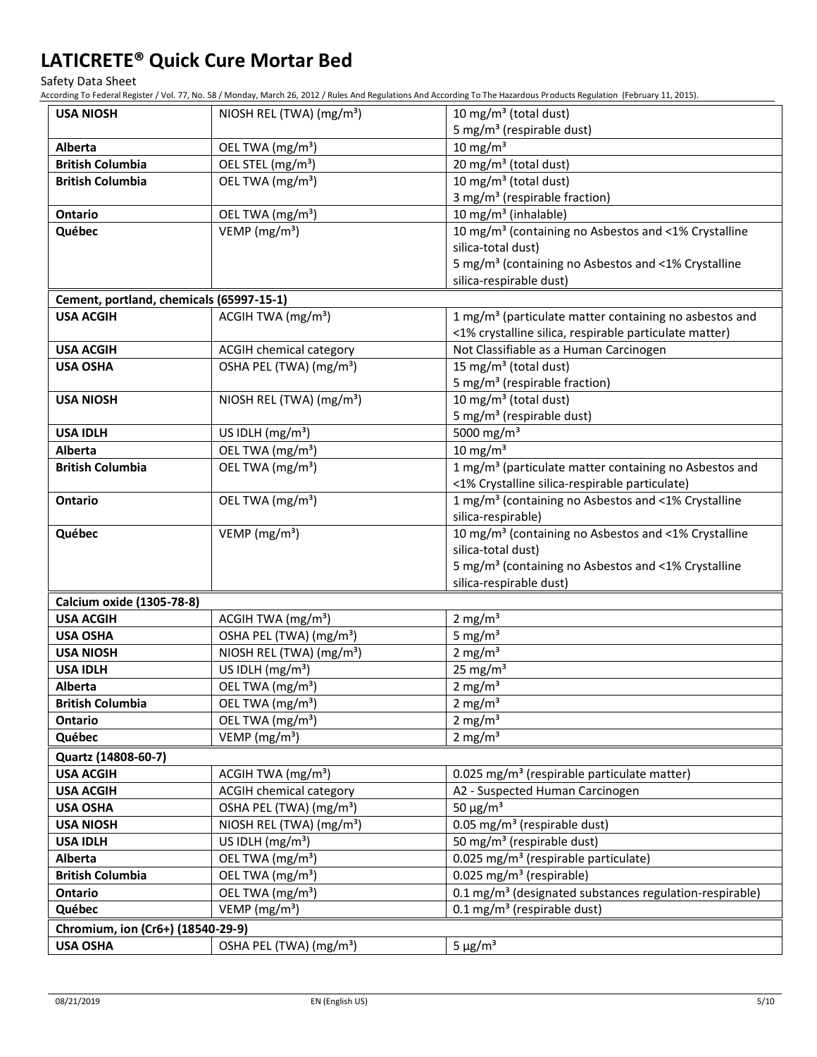# LATICRETE® Quick Cure Mortar Bed

Safety Data Sheet

According To Federal Register / Vol. 77, No. 58 / Monday, March 26, 2012 / Rules And Regulations And According To The Hazardous Products Regulation (February 11, 2015).

| | | |
|---|---|---|
| **USA NIOSH** | NIOSH REL (TWA) (mg/m³) | 10 mg/m³ (total dust)<br>5 mg/m³ (respirable dust) |
| **Alberta** | OEL TWA (mg/m³) | 10 mg/m³ |
| **British Columbia** | OEL STEL (mg/m³) | 20 mg/m³ (total dust) |
| **British Columbia** | OEL TWA (mg/m³) | 10 mg/m³ (total dust)<br>3 mg/m³ (respirable fraction) |
| **Ontario** | OEL TWA (mg/m³) | 10 mg/m³ (inhalable) |
| **Québec** | VEMP (mg/m³) | 10 mg/m³ (containing no Asbestos and <1% Crystalline silica-total dust)<br>5 mg/m³ (containing no Asbestos and <1% Crystalline silica-respirable dust) |
| **Cement, portland, chemicals (65997-15-1)** | | |
| **USA ACGIH** | ACGIH TWA (mg/m³) | 1 mg/m³ (particulate matter containing no asbestos and <1% crystalline silica, respirable particulate matter) |
| **USA ACGIH** | ACGIH chemical category | Not Classifiable as a Human Carcinogen |
| **USA OSHA** | OSHA PEL (TWA) (mg/m³) | 15 mg/m³ (total dust)<br>5 mg/m³ (respirable fraction) |
| **USA NIOSH** | NIOSH REL (TWA) (mg/m³) | 10 mg/m³ (total dust)<br>5 mg/m³ (respirable dust) |
| **USA IDLH** | US IDLH (mg/m³) | 5000 mg/m³ |
| **Alberta** | OEL TWA (mg/m³) | 10 mg/m³ |
| **British Columbia** | OEL TWA (mg/m³) | 1 mg/m³ (particulate matter containing no Asbestos and <1% Crystalline silica-respirable particulate) |
| **Ontario** | OEL TWA (mg/m³) | 1 mg/m³ (containing no Asbestos and <1% Crystalline silica-respirable) |
| **Québec** | VEMP (mg/m³) | 10 mg/m³ (containing no Asbestos and <1% Crystalline silica-total dust)<br>5 mg/m³ (containing no Asbestos and <1% Crystalline silica-respirable dust) |
| **Calcium oxide (1305-78-8)** | | |
| **USA ACGIH** | ACGIH TWA (mg/m³) | 2 mg/m³ |
| **USA OSHA** | OSHA PEL (TWA) (mg/m³) | 5 mg/m³ |
| **USA NIOSH** | NIOSH REL (TWA) (mg/m³) | 2 mg/m³ |
| **USA IDLH** | US IDLH (mg/m³) | 25 mg/m³ |
| **Alberta** | OEL TWA (mg/m³) | 2 mg/m³ |
| **British Columbia** | OEL TWA (mg/m³) | 2 mg/m³ |
| **Ontario** | OEL TWA (mg/m³) | 2 mg/m³ |
| **Québec** | VEMP (mg/m³) | 2 mg/m³ |
| **Quartz (14808-60-7)** | | |
| **USA ACGIH** | ACGIH TWA (mg/m³) | 0.025 mg/m³ (respirable particulate matter) |
| **USA ACGIH** | ACGIH chemical category | A2 - Suspected Human Carcinogen |
| **USA OSHA** | OSHA PEL (TWA) (mg/m³) | 50 μg/m³ |
| **USA NIOSH** | NIOSH REL (TWA) (mg/m³) | 0.05 mg/m³ (respirable dust) |
| **USA IDLH** | US IDLH (mg/m³) | 50 mg/m³ (respirable dust) |
| **Alberta** | OEL TWA (mg/m³) | 0.025 mg/m³ (respirable particulate) |
| **British Columbia** | OEL TWA (mg/m³) | 0.025 mg/m³ (respirable) |
| **Ontario** | OEL TWA (mg/m³) | 0.1 mg/m³ (designated substances regulation-respirable) |
| **Québec** | VEMP (mg/m³) | 0.1 mg/m³ (respirable dust) |
| **Chromium, ion (Cr6+) (18540-29-9)** | | |
| **USA OSHA** | OSHA PEL (TWA) (mg/m³) | 5 μg/m³ |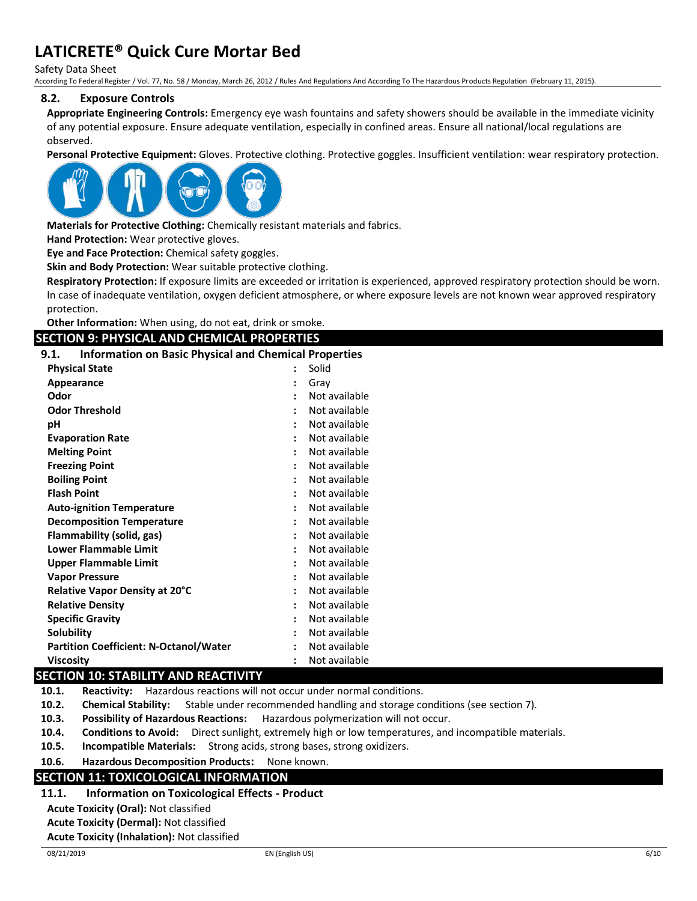### 8.2. Exposure Controls

**Appropriate Engineering Controls:** Emergency eye wash fountains and safety showers should be available in the immediate vicinity of any potential exposure. Ensure adequate ventilation, especially in confined areas. Ensure all national/local regulations are observed.

**Personal Protective Equipment:** Gloves. Protective clothing. Protective goggles. Insufficient ventilation: wear respiratory protection.

**Materials for Protective Clothing:** Chemically resistant materials and fabrics.

**Hand Protection:** Wear protective gloves.

**Eye and Face Protection:** Chemical safety goggles.

**Skin and Body Protection:** Wear suitable protective clothing.

**Respiratory Protection:** If exposure limits are exceeded or irritation is experienced, approved respiratory protection should be worn. In case of inadequate ventilation, oxygen deficient atmosphere, or where exposure levels are not known wear approved respiratory protection.

**Other Information:** When using, do not eat, drink or smoke.

## SECTION 9: PHYSICAL AND CHEMICAL PROPERTIES

### 9.1. Information on Basic Physical and Chemical Properties

| Property | | Value |
|---|---|---|
| **Physical State** | : | Solid |
| **Appearance** | : | Gray |
| **Odor** | : | Not available |
| **Odor Threshold** | : | Not available |
| **pH** | : | Not available |
| **Evaporation Rate** | : | Not available |
| **Melting Point** | : | Not available |
| **Freezing Point** | : | Not available |
| **Boiling Point** | : | Not available |
| **Flash Point** | : | Not available |
| **Auto-ignition Temperature** | : | Not available |
| **Decomposition Temperature** | : | Not available |
| **Flammability (solid, gas)** | : | Not available |
| **Lower Flammable Limit** | : | Not available |
| **Upper Flammable Limit** | : | Not available |
| **Vapor Pressure** | : | Not available |
| **Relative Vapor Density at 20°C** | : | Not available |
| **Relative Density** | : | Not available |
| **Specific Gravity** | : | Not available |
| **Solubility** | : | Not available |
| **Partition Coefficient: N-Octanol/Water** | : | Not available |
| **Viscosity** | : | Not available |

## SECTION 10: STABILITY AND REACTIVITY

**10.1. Reactivity:** Hazardous reactions will not occur under normal conditions.

**10.2. Chemical Stability:** Stable under recommended handling and storage conditions (see section 7).

**10.3. Possibility of Hazardous Reactions:** Hazardous polymerization will not occur.

**10.4. Conditions to Avoid:** Direct sunlight, extremely high or low temperatures, and incompatible materials.

**10.5. Incompatible Materials:** Strong acids, strong bases, strong oxidizers.

**10.6. Hazardous Decomposition Products:** None known.

## SECTION 11: TOXICOLOGICAL INFORMATION

### 11.1. Information on Toxicological Effects - Product

**Acute Toxicity (Oral):** Not classified

**Acute Toxicity (Dermal):** Not classified

**Acute Toxicity (Inhalation):** Not classified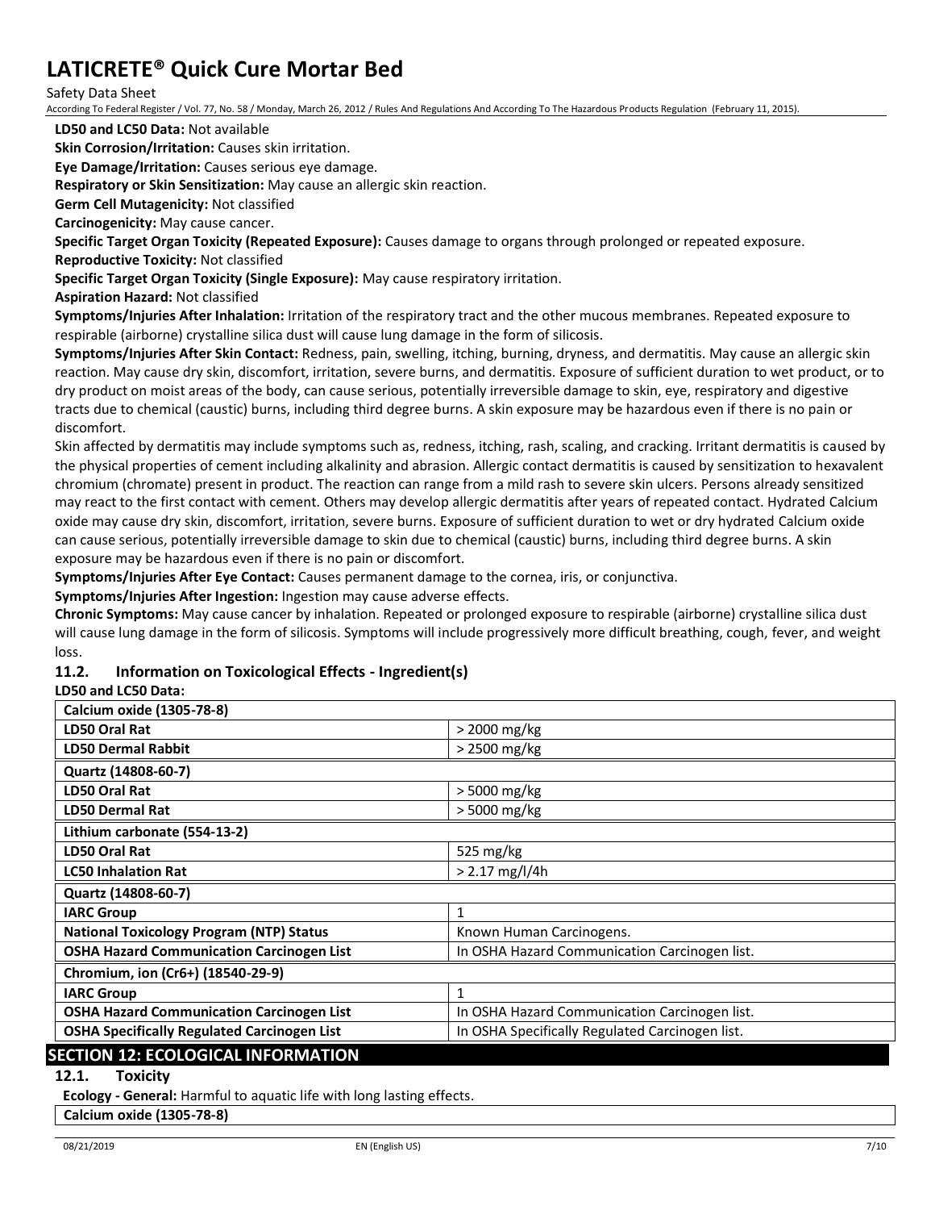**LD50 and LC50 Data:** Not available

**Skin Corrosion/Irritation:** Causes skin irritation.

**Eye Damage/Irritation:** Causes serious eye damage.

**Respiratory or Skin Sensitization:** May cause an allergic skin reaction.

**Germ Cell Mutagenicity:** Not classified

**Carcinogenicity:** May cause cancer.

**Specific Target Organ Toxicity (Repeated Exposure):** Causes damage to organs through prolonged or repeated exposure.

**Reproductive Toxicity:** Not classified

**Specific Target Organ Toxicity (Single Exposure):** May cause respiratory irritation.

**Aspiration Hazard:** Not classified

**Symptoms/Injuries After Inhalation:** Irritation of the respiratory tract and the other mucous membranes. Repeated exposure to respirable (airborne) crystalline silica dust will cause lung damage in the form of silicosis.

**Symptoms/Injuries After Skin Contact:** Redness, pain, swelling, itching, burning, dryness, and dermatitis. May cause an allergic skin reaction. May cause dry skin, discomfort, irritation, severe burns, and dermatitis. Exposure of sufficient duration to wet product, or to dry product on moist areas of the body, can cause serious, potentially irreversible damage to skin, eye, respiratory and digestive tracts due to chemical (caustic) burns, including third degree burns. A skin exposure may be hazardous even if there is no pain or discomfort.

Skin affected by dermatitis may include symptoms such as, redness, itching, rash, scaling, and cracking. Irritant dermatitis is caused by the physical properties of cement including alkalinity and abrasion. Allergic contact dermatitis is caused by sensitization to hexavalent chromium (chromate) present in product. The reaction can range from a mild rash to severe skin ulcers. Persons already sensitized may react to the first contact with cement. Others may develop allergic dermatitis after years of repeated contact. Hydrated Calcium oxide may cause dry skin, discomfort, irritation, severe burns. Exposure of sufficient duration to wet or dry hydrated Calcium oxide can cause serious, potentially irreversible damage to skin due to chemical (caustic) burns, including third degree burns. A skin exposure may be hazardous even if there is no pain or discomfort.

**Symptoms/Injuries After Eye Contact:** Causes permanent damage to the cornea, iris, or conjunctiva.

**Symptoms/Injuries After Ingestion:** Ingestion may cause adverse effects.

**Chronic Symptoms:** May cause cancer by inhalation. Repeated or prolonged exposure to respirable (airborne) crystalline silica dust will cause lung damage in the form of silicosis. Symptoms will include progressively more difficult breathing, cough, fever, and weight loss.

### 11.2. Information on Toxicological Effects - Ingredient(s)

**LD50 and LC50 Data:**

| **Calcium oxide (1305-78-8)** | |
|---|---|
| **LD50 Oral Rat** | > 2000 mg/kg |
| **LD50 Dermal Rabbit** | > 2500 mg/kg |
| **Quartz (14808-60-7)** | |
| **LD50 Oral Rat** | > 5000 mg/kg |
| **LD50 Dermal Rat** | > 5000 mg/kg |
| **Lithium carbonate (554-13-2)** | |
| **LD50 Oral Rat** | 525 mg/kg |
| **LC50 Inhalation Rat** | > 2.17 mg/l/4h |
| **Quartz (14808-60-7)** | |
| **IARC Group** | 1 |
| **National Toxicology Program (NTP) Status** | Known Human Carcinogens. |
| **OSHA Hazard Communication Carcinogen List** | In OSHA Hazard Communication Carcinogen list. |
| **Chromium, ion (Cr6+) (18540-29-9)** | |
| **IARC Group** | 1 |
| **OSHA Hazard Communication Carcinogen List** | In OSHA Hazard Communication Carcinogen list. |
| **OSHA Specifically Regulated Carcinogen List** | In OSHA Specifically Regulated Carcinogen list. |

## SECTION 12: ECOLOGICAL INFORMATION

### 12.1. Toxicity

**Ecology - General:** Harmful to aquatic life with long lasting effects.

| **Calcium oxide (1305-78-8)** |
|---|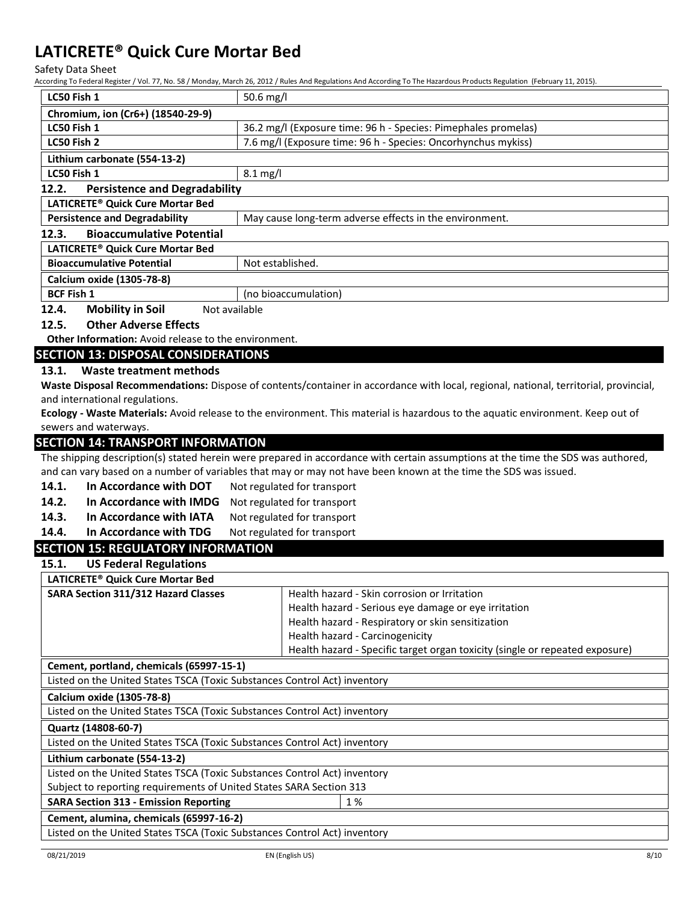| LC50 Fish 1 | 50.6 mg/l |
|---|---|
| **Chromium, ion (Cr6+) (18540-29-9)** | |
| LC50 Fish 1 | 36.2 mg/l (Exposure time: 96 h - Species: Pimephales promelas) |
| LC50 Fish 2 | 7.6 mg/l (Exposure time: 96 h - Species: Oncorhynchus mykiss) |
| **Lithium carbonate (554-13-2)** | |
| LC50 Fish 1 | 8.1 mg/l |

### 12.2. Persistence and Degradability

| LATICRETE® Quick Cure Mortar Bed | |
|---|---|
| Persistence and Degradability | May cause long-term adverse effects in the environment. |

### 12.3. Bioaccumulative Potential

| LATICRETE® Quick Cure Mortar Bed | |
|---|---|
| Bioaccumulative Potential | Not established. |
| **Calcium oxide (1305-78-8)** | |
| BCF Fish 1 | (no bioaccumulation) |

### 12.4. Mobility in Soil

Not available

### 12.5. Other Adverse Effects

**Other Information:** Avoid release to the environment.

## SECTION 13: DISPOSAL CONSIDERATIONS

### 13.1. Waste treatment methods

**Waste Disposal Recommendations:** Dispose of contents/container in accordance with local, regional, national, territorial, provincial, and international regulations.

**Ecology - Waste Materials:** Avoid release to the environment. This material is hazardous to the aquatic environment. Keep out of sewers and waterways.

## SECTION 14: TRANSPORT INFORMATION

The shipping description(s) stated herein were prepared in accordance with certain assumptions at the time the SDS was authored, and can vary based on a number of variables that may or may not have been known at the time the SDS was issued.

**14.1. In Accordance with DOT** Not regulated for transport

**14.2. In Accordance with IMDG** Not regulated for transport

**14.3. In Accordance with IATA** Not regulated for transport

**14.4. In Accordance with TDG** Not regulated for transport

## SECTION 15: REGULATORY INFORMATION

### 15.1. US Federal Regulations

| LATICRETE® Quick Cure Mortar Bed | |
|---|---|
| SARA Section 311/312 Hazard Classes | Health hazard - Skin corrosion or Irritation<br>Health hazard - Serious eye damage or eye irritation<br>Health hazard - Respiratory or skin sensitization<br>Health hazard - Carcinogenicity<br>Health hazard - Specific target organ toxicity (single or repeated exposure) |

| Cement, portland, chemicals (65997-15-1) | |
|---|---|
| Listed on the United States TSCA (Toxic Substances Control Act) inventory | |
| **Calcium oxide (1305-78-8)** | |
| Listed on the United States TSCA (Toxic Substances Control Act) inventory | |
| **Quartz (14808-60-7)** | |
| Listed on the United States TSCA (Toxic Substances Control Act) inventory | |
| **Lithium carbonate (554-13-2)** | |
| Listed on the United States TSCA (Toxic Substances Control Act) inventory | |
| Subject to reporting requirements of United States SARA Section 313 | |
| SARA Section 313 - Emission Reporting | 1 % |
| **Cement, alumina, chemicals (65997-16-2)** | |
| Listed on the United States TSCA (Toxic Substances Control Act) inventory | |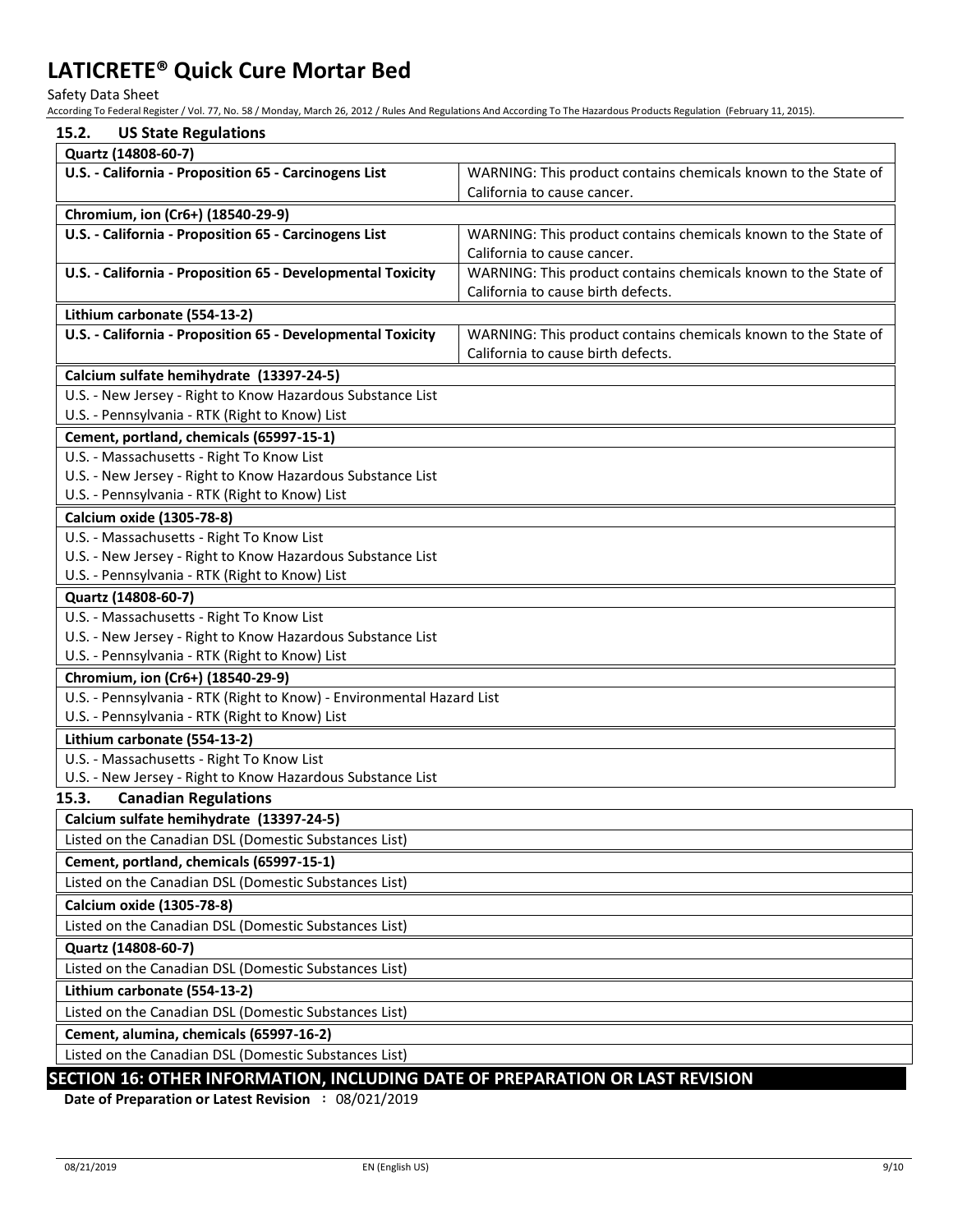### 15.2. US State Regulations

| Quartz (14808-60-7) | |
|---|---|
| U.S. - California - Proposition 65 - Carcinogens List | WARNING: This product contains chemicals known to the State of California to cause cancer. |

| Chromium, ion (Cr6+) (18540-29-9) | |
|---|---|
| U.S. - California - Proposition 65 - Carcinogens List | WARNING: This product contains chemicals known to the State of California to cause cancer. |
| U.S. - California - Proposition 65 - Developmental Toxicity | WARNING: This product contains chemicals known to the State of California to cause birth defects. |

| Lithium carbonate (554-13-2) | |
|---|---|
| U.S. - California - Proposition 65 - Developmental Toxicity | WARNING: This product contains chemicals known to the State of California to cause birth defects. |

| Calcium sulfate hemihydrate (13397-24-5) |
|---|
| U.S. - New Jersey - Right to Know Hazardous Substance List |
| U.S. - Pennsylvania - RTK (Right to Know) List |

| Cement, portland, chemicals (65997-15-1) |
|---|
| U.S. - Massachusetts - Right To Know List |
| U.S. - New Jersey - Right to Know Hazardous Substance List |
| U.S. - Pennsylvania - RTK (Right to Know) List |

| Calcium oxide (1305-78-8) |
|---|
| U.S. - Massachusetts - Right To Know List |
| U.S. - New Jersey - Right to Know Hazardous Substance List |
| U.S. - Pennsylvania - RTK (Right to Know) List |

| Quartz (14808-60-7) |
|---|
| U.S. - Massachusetts - Right To Know List |
| U.S. - New Jersey - Right to Know Hazardous Substance List |
| U.S. - Pennsylvania - RTK (Right to Know) List |

| Chromium, ion (Cr6+) (18540-29-9) |
|---|
| U.S. - Pennsylvania - RTK (Right to Know) - Environmental Hazard List |
| U.S. - Pennsylvania - RTK (Right to Know) List |

| Lithium carbonate (554-13-2) |
|---|
| U.S. - Massachusetts - Right To Know List |
| U.S. - New Jersey - Right to Know Hazardous Substance List |

### 15.3. Canadian Regulations

| Calcium sulfate hemihydrate (13397-24-5) |
|---|
| Listed on the Canadian DSL (Domestic Substances List) |

| Cement, portland, chemicals (65997-15-1) |
|---|
| Listed on the Canadian DSL (Domestic Substances List) |

| Calcium oxide (1305-78-8) |
|---|
| Listed on the Canadian DSL (Domestic Substances List) |

| Quartz (14808-60-7) |
|---|
| Listed on the Canadian DSL (Domestic Substances List) |

| Lithium carbonate (554-13-2) |
|---|
| Listed on the Canadian DSL (Domestic Substances List) |

| Cement, alumina, chemicals (65997-16-2) |
|---|
| Listed on the Canadian DSL (Domestic Substances List) |

## SECTION 16: OTHER INFORMATION, INCLUDING DATE OF PREPARATION OR LAST REVISION

**Date of Preparation or Latest Revision** : 08/021/2019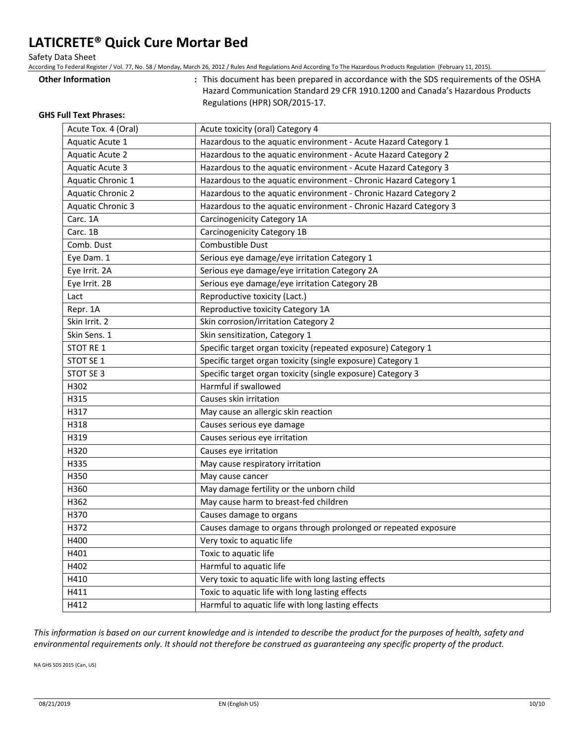**Other Information** : This document has been prepared in accordance with the SDS requirements of the OSHA Hazard Communication Standard 29 CFR 1910.1200 and Canada's Hazardous Products Regulations (HPR) SOR/2015-17.

**GHS Full Text Phrases:**

| | |
|---|---|
| Acute Tox. 4 (Oral) | Acute toxicity (oral) Category 4 |
| Aquatic Acute 1 | Hazardous to the aquatic environment - Acute Hazard Category 1 |
| Aquatic Acute 2 | Hazardous to the aquatic environment - Acute Hazard Category 2 |
| Aquatic Acute 3 | Hazardous to the aquatic environment - Acute Hazard Category 3 |
| Aquatic Chronic 1 | Hazardous to the aquatic environment - Chronic Hazard Category 1 |
| Aquatic Chronic 2 | Hazardous to the aquatic environment - Chronic Hazard Category 2 |
| Aquatic Chronic 3 | Hazardous to the aquatic environment - Chronic Hazard Category 3 |
| Carc. 1A | Carcinogenicity Category 1A |
| Carc. 1B | Carcinogenicity Category 1B |
| Comb. Dust | Combustible Dust |
| Eye Dam. 1 | Serious eye damage/eye irritation Category 1 |
| Eye Irrit. 2A | Serious eye damage/eye irritation Category 2A |
| Eye Irrit. 2B | Serious eye damage/eye irritation Category 2B |
| Lact | Reproductive toxicity (Lact.) |
| Repr. 1A | Reproductive toxicity Category 1A |
| Skin Irrit. 2 | Skin corrosion/irritation Category 2 |
| Skin Sens. 1 | Skin sensitization, Category 1 |
| STOT RE 1 | Specific target organ toxicity (repeated exposure) Category 1 |
| STOT SE 1 | Specific target organ toxicity (single exposure) Category 1 |
| STOT SE 3 | Specific target organ toxicity (single exposure) Category 3 |
| H302 | Harmful if swallowed |
| H315 | Causes skin irritation |
| H317 | May cause an allergic skin reaction |
| H318 | Causes serious eye damage |
| H319 | Causes serious eye irritation |
| H320 | Causes eye irritation |
| H335 | May cause respiratory irritation |
| H350 | May cause cancer |
| H360 | May damage fertility or the unborn child |
| H362 | May cause harm to breast-fed children |
| H370 | Causes damage to organs |
| H372 | Causes damage to organs through prolonged or repeated exposure |
| H400 | Very toxic to aquatic life |
| H401 | Toxic to aquatic life |
| H402 | Harmful to aquatic life |
| H410 | Very toxic to aquatic life with long lasting effects |
| H411 | Toxic to aquatic life with long lasting effects |
| H412 | Harmful to aquatic life with long lasting effects |

*This information is based on our current knowledge and is intended to describe the product for the purposes of health, safety and environmental requirements only. It should not therefore be construed as guaranteeing any specific property of the product.*

NA GHS SDS 2015 (Can, US)